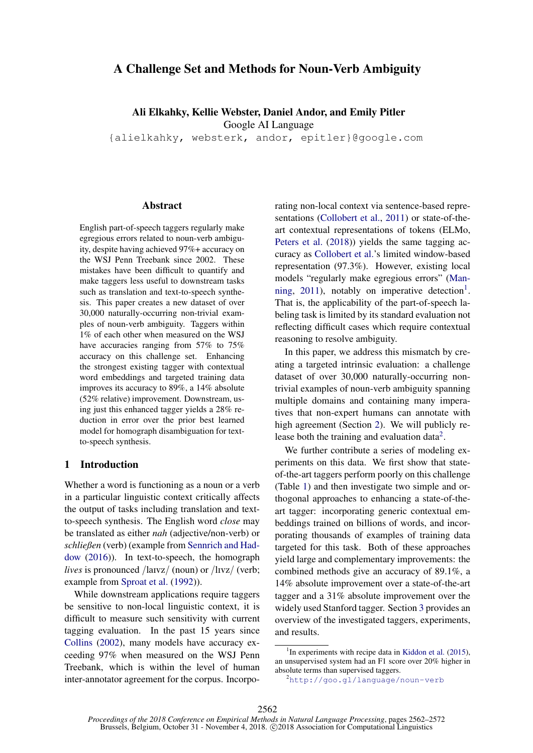# A Challenge Set and Methods for Noun-Verb Ambiguity

**Ali Elkahky, Kellie Webster, Daniel Andor, and Emily Pitler**
Google AI Language
{alielkahky, websterk, andor, epitler}@google.com

## Abstract

English part-of-speech taggers regularly make egregious errors related to noun-verb ambiguity, despite having achieved 97%+ accuracy on the WSJ Penn Treebank since 2002. These mistakes have been difficult to quantify and make taggers less useful to downstream tasks such as translation and text-to-speech synthesis. This paper creates a new dataset of over 30,000 naturally-occurring non-trivial examples of noun-verb ambiguity. Taggers within 1% of each other when measured on the WSJ have accuracies ranging from 57% to 75% accuracy on this challenge set. Enhancing the strongest existing tagger with contextual word embeddings and targeted training data improves its accuracy to 89%, a 14% absolute (52% relative) improvement. Downstream, using just this enhanced tagger yields a 28% reduction in error over the prior best learned model for homograph disambiguation for text-to-speech synthesis.

## 1 Introduction

Whether a word is functioning as a noun or a verb in a particular linguistic context critically affects the output of tasks including translation and text-to-speech synthesis. The English word *close* may be translated as either *nah* (adjective/non-verb) or *schließen* (verb) (example from Sennrich and Haddow (2016)). In text-to-speech, the homograph *lives* is pronounced /laɪvz/ (noun) or /lɪvz/ (verb; example from Sproat et al. (1992)).

While downstream applications require taggers be sensitive to non-local linguistic context, it is difficult to measure such sensitivity with current tagging evaluation. In the past 15 years since Collins (2002), many models have accuracy exceeding 97% when measured on the WSJ Penn Treebank, which is within the level of human inter-annotator agreement for the corpus. Incorporating non-local context via sentence-based representations (Collobert et al., 2011) or state-of-the-art contextual representations of tokens (ELMo, Peters et al. (2018)) yields the same tagging accuracy as Collobert et al.'s limited window-based representation (97.3%). However, existing local models "regularly make egregious errors" (Manning, 2011), notably on imperative detection[1]. That is, the applicability of the part-of-speech labeling task is limited by its standard evaluation not reflecting difficult cases which require contextual reasoning to resolve ambiguity.

In this paper, we address this mismatch by creating a targeted intrinsic evaluation: a challenge dataset of over 30,000 naturally-occurring non-trivial examples of noun-verb ambiguity spanning multiple domains and containing many imperatives that non-expert humans can annotate with high agreement (Section 2). We will publicly release both the training and evaluation data[2].

We further contribute a series of modeling experiments on this data. We first show that state-of-the-art taggers perform poorly on this challenge (Table 1) and then investigate two simple and orthogonal approaches to enhancing a state-of-the-art tagger: incorporating generic contextual embeddings trained on billions of words, and incorporating thousands of examples of training data targeted for this task. Both of these approaches yield large and complementary improvements: the combined methods give an accuracy of 89.1%, a 14% absolute improvement over a state-of-the-art tagger and a 31% absolute improvement over the widely used Stanford tagger. Section 3 provides an overview of the investigated taggers, experiments, and results.

[1] In experiments with recipe data in Kiddon et al. (2015), an unsupervised system had an F1 score over 20% higher in absolute terms than supervised taggers.

[2] http://goo.gl/language/noun-verb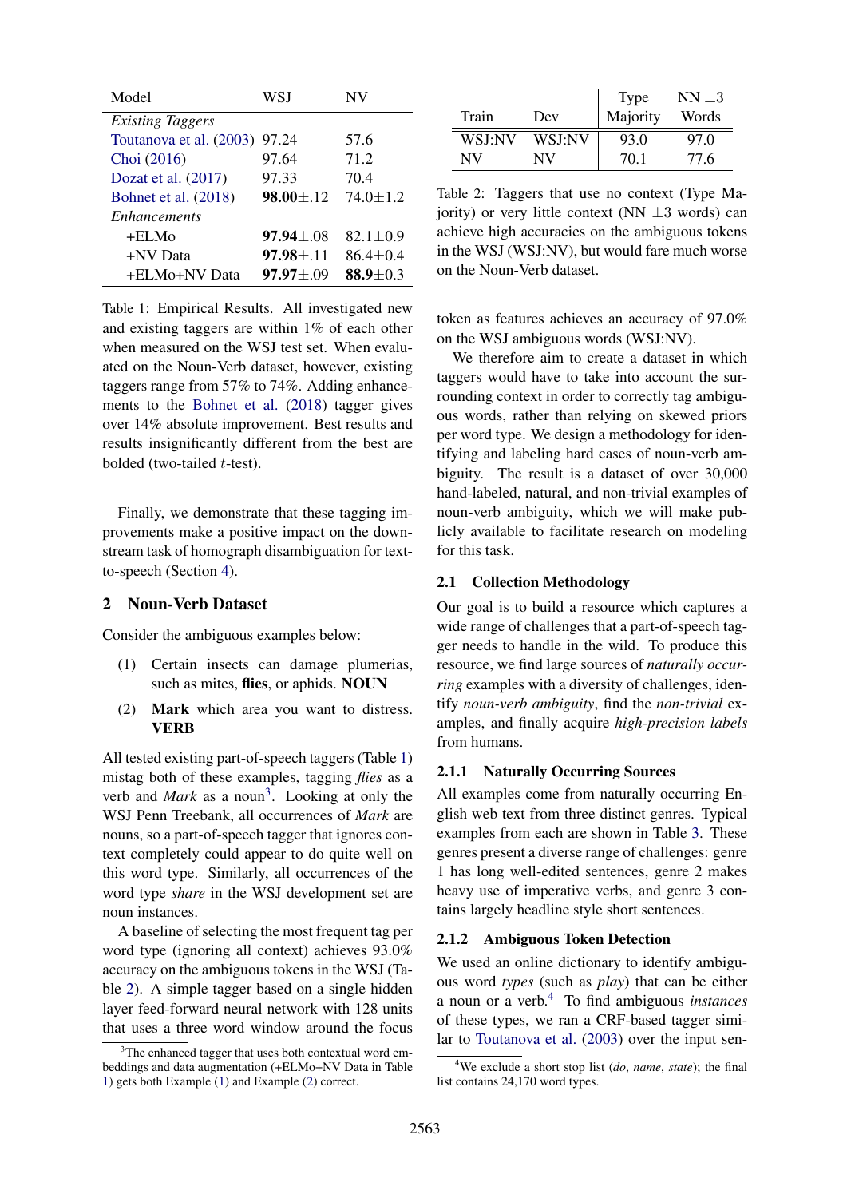| Model | WSJ | NV |
|---|---|---|
| *Existing Taggers* | | |
| Toutanova et al. (2003) | 97.24 | 57.6 |
| Choi (2016) | 97.64 | 71.2 |
| Dozat et al. (2017) | 97.33 | 70.4 |
| Bohnet et al. (2018) | **98.00**±.12 | 74.0±1.2 |
| *Enhancements* | | |
| +ELMo | **97.94**±.08 | 82.1±0.9 |
| +NV Data | **97.98**±.11 | 86.4±0.4 |
| +ELMo+NV Data | **97.97**±.09 | **88.9**±0.3 |

Table 1: Empirical Results. All investigated new and existing taggers are within 1% of each other when measured on the WSJ test set. When evaluated on the Noun-Verb dataset, however, existing taggers range from 57% to 74%. Adding enhancements to the Bohnet et al. (2018) tagger gives over 14% absolute improvement. Best results and results insignificantly different from the best are bolded (two-tailed $t$-test).

Finally, we demonstrate that these tagging improvements make a positive impact on the downstream task of homograph disambiguation for text-to-speech (Section 4).

## 2 Noun-Verb Dataset

Consider the ambiguous examples below:

(1) Certain insects can damage plumerias, such as mites, **flies**, or aphids. **NOUN**

(2) **Mark** which area you want to distress. **VERB**

All tested existing part-of-speech taggers (Table 1) mistag both of these examples, tagging *flies* as a verb and *Mark* as a noun[3]. Looking at only the WSJ Penn Treebank, all occurrences of *Mark* are nouns, so a part-of-speech tagger that ignores context completely could appear to do quite well on this word type. Similarly, all occurrences of the word type *share* in the WSJ development set are noun instances.

A baseline of selecting the most frequent tag per word type (ignoring all context) achieves 93.0% accuracy on the ambiguous tokens in the WSJ (Table 2). A simple tagger based on a single hidden layer feed-forward neural network with 128 units that uses a three word window around the focus token as features achieves an accuracy of 97.0% on the WSJ ambiguous words (WSJ:NV).

| Train | Dev | Type Majority | NN ±3 Words |
|---|---|---|---|
| WSJ:NV | WSJ:NV | 93.0 | 97.0 |
| NV | NV | 70.1 | 77.6 |

Table 2: Taggers that use no context (Type Majority) or very little context (NN ±3 words) can achieve high accuracies on the ambiguous tokens in the WSJ (WSJ:NV), but would fare much worse on the Noun-Verb dataset.

We therefore aim to create a dataset in which taggers would have to take into account the surrounding context in order to correctly tag ambiguous words, rather than relying on skewed priors per word type. We design a methodology for identifying and labeling hard cases of noun-verb ambiguity. The result is a dataset of over 30,000 hand-labeled, natural, and non-trivial examples of noun-verb ambiguity, which we will make publicly available to facilitate research on modeling for this task.

### 2.1 Collection Methodology

Our goal is to build a resource which captures a wide range of challenges that a part-of-speech tagger needs to handle in the wild. To produce this resource, we find large sources of *naturally occurring* examples with a diversity of challenges, identify *noun-verb ambiguity*, find the *non-trivial* examples, and finally acquire *high-precision labels* from humans.

#### 2.1.1 Naturally Occurring Sources

All examples come from naturally occurring English web text from three distinct genres. Typical examples from each are shown in Table 3. These genres present a diverse range of challenges: genre 1 has long well-edited sentences, genre 2 makes heavy use of imperative verbs, and genre 3 contains largely headline style short sentences.

#### 2.1.2 Ambiguous Token Detection

We used an online dictionary to identify ambiguous word *types* (such as *play*) that can be either a noun or a verb.[4] To find ambiguous *instances* of these types, we ran a CRF-based tagger similar to Toutanova et al. (2003) over the input sen-

[3] The enhanced tagger that uses both contextual word embeddings and data augmentation (+ELMo+NV Data in Table 1) gets both Example (1) and Example (2) correct.

[4] We exclude a short stop list (*do*, *name*, *state*); the final list contains 24,170 word types.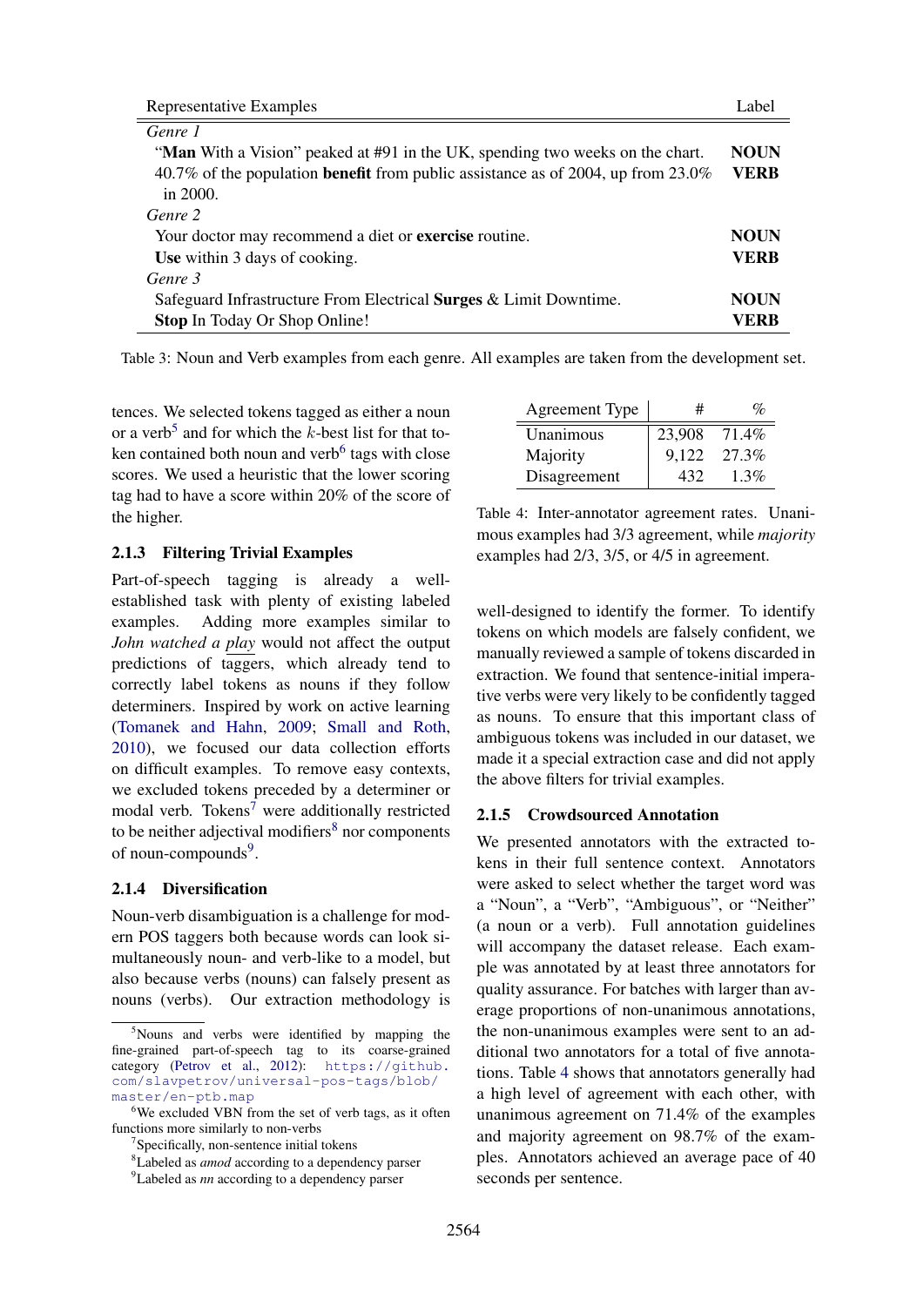| Representative Examples | Label |
|---|---|
| *Genre 1* | |
| "**Man** With a Vision" peaked at #91 in the UK, spending two weeks on the chart. | **NOUN** |
| 40.7% of the population **benefit** from public assistance as of 2004, up from 23.0% in 2000. | **VERB** |
| *Genre 2* | |
| Your doctor may recommend a diet or **exercise** routine. | **NOUN** |
| **Use** within 3 days of cooking. | **VERB** |
| *Genre 3* | |
| Safeguard Infrastructure From Electrical **Surges** & Limit Downtime. | **NOUN** |
| **Stop** In Today Or Shop Online! | **VERB** |

Table 3: Noun and Verb examples from each genre. All examples are taken from the development set.

tences. We selected tokens tagged as either a noun or a verb[5] and for which the $k$-best list for that token contained both noun and verb[6] tags with close scores. We used a heuristic that the lower scoring tag had to have a score within 20% of the score of the higher.

### 2.1.3 Filtering Trivial Examples

Part-of-speech tagging is already a well-established task with plenty of existing labeled examples. Adding more examples similar to *John watched a play* would not affect the output predictions of taggers, which already tend to correctly label tokens as nouns if they follow determiners. Inspired by work on active learning (Tomanek and Hahn, 2009; Small and Roth, 2010), we focused our data collection efforts on difficult examples. To remove easy contexts, we excluded tokens preceded by a determiner or modal verb. Tokens[7] were additionally restricted to be neither adjectival modifiers[8] nor components of noun-compounds[9].

### 2.1.4 Diversification

Noun-verb disambiguation is a challenge for modern POS taggers both because words can look simultaneously noun- and verb-like to a model, but also because verbs (nouns) can falsely present as nouns (verbs). Our extraction methodology is well-designed to identify the former. To identify tokens on which models are falsely confident, we manually reviewed a sample of tokens discarded in extraction. We found that sentence-initial imperative verbs were very likely to be confidently tagged as nouns. To ensure that this important class of ambiguous tokens was included in our dataset, we made it a special extraction case and did not apply the above filters for trivial examples.

| Agreement Type | # | % |
|---|---|---|
| Unanimous | 23,908 | 71.4% |
| Majority | 9,122 | 27.3% |
| Disagreement | 432 | 1.3% |

Table 4: Inter-annotator agreement rates. Unanimous examples had 3/3 agreement, while *majority* examples had 2/3, 3/5, or 4/5 in agreement.

### 2.1.5 Crowdsourced Annotation

We presented annotators with the extracted tokens in their full sentence context. Annotators were asked to select whether the target word was a "Noun", a "Verb", "Ambiguous", or "Neither" (a noun or a verb). Full annotation guidelines will accompany the dataset release. Each example was annotated by at least three annotators for quality assurance. For batches with larger than average proportions of non-unanimous annotations, the non-unanimous examples were sent to an additional two annotators for a total of five annotations. Table 4 shows that annotators generally had a high level of agreement with each other, with unanimous agreement on 71.4% of the examples and majority agreement on 98.7% of the examples. Annotators achieved an average pace of 40 seconds per sentence.

[5] Nouns and verbs were identified by mapping the fine-grained part-of-speech tag to its coarse-grained category (Petrov et al., 2012): https://github.com/slavpetrov/universal-pos-tags/blob/master/en-ptb.map

[6] We excluded VBN from the set of verb tags, as it often functions more similarly to non-verbs

[7] Specifically, non-sentence initial tokens

[8] Labeled as *amod* according to a dependency parser

[9] Labeled as *nn* according to a dependency parser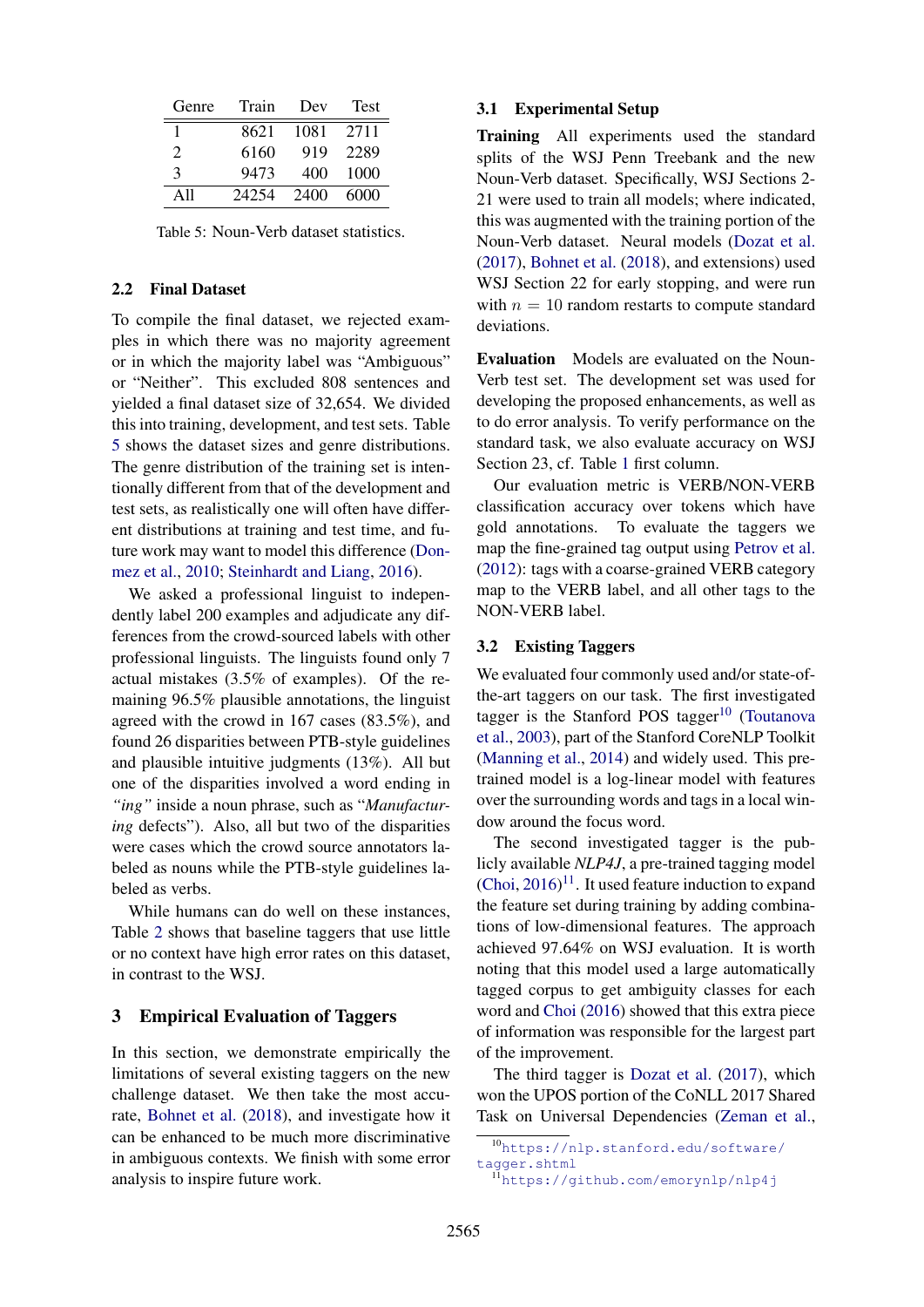| Genre | Train | Dev | Test |
|---|---|---|---|
| 1 | 8621 | 1081 | 2711 |
| 2 | 6160 | 919 | 2289 |
| 3 | 9473 | 400 | 1000 |
| All | 24254 | 2400 | 6000 |

Table 5: Noun-Verb dataset statistics.

### 2.2 Final Dataset

To compile the final dataset, we rejected examples in which there was no majority agreement or in which the majority label was "Ambiguous" or "Neither". This excluded 808 sentences and yielded a final dataset size of 32,654. We divided this into training, development, and test sets. Table 5 shows the dataset sizes and genre distributions. The genre distribution of the training set is intentionally different from that of the development and test sets, as realistically one will often have different distributions at training and test time, and future work may want to model this difference (Donmez et al., 2010; Steinhardt and Liang, 2016).

We asked a professional linguist to independently label 200 examples and adjudicate any differences from the crowd-sourced labels with other professional linguists. The linguists found only 7 actual mistakes (3.5% of examples). Of the remaining 96.5% plausible annotations, the linguist agreed with the crowd in 167 cases (83.5%), and found 26 disparities between PTB-style guidelines and plausible intuitive judgments (13%). All but one of the disparities involved a word ending in *"ing"* inside a noun phrase, such as "*Manufacturing* defects"). Also, all but two of the disparities were cases which the crowd source annotators labeled as nouns while the PTB-style guidelines labeled as verbs.

While humans can do well on these instances, Table 2 shows that baseline taggers that use little or no context have high error rates on this dataset, in contrast to the WSJ.

## 3 Empirical Evaluation of Taggers

In this section, we demonstrate empirically the limitations of several existing taggers on the new challenge dataset. We then take the most accurate, Bohnet et al. (2018), and investigate how it can be enhanced to be much more discriminative in ambiguous contexts. We finish with some error analysis to inspire future work.

### 3.1 Experimental Setup

**Training** All experiments used the standard splits of the WSJ Penn Treebank and the new Noun-Verb dataset. Specifically, WSJ Sections 2-21 were used to train all models; where indicated, this was augmented with the training portion of the Noun-Verb dataset. Neural models (Dozat et al. (2017), Bohnet et al. (2018), and extensions) used WSJ Section 22 for early stopping, and were run with $n = 10$ random restarts to compute standard deviations.

**Evaluation** Models are evaluated on the Noun-Verb test set. The development set was used for developing the proposed enhancements, as well as to do error analysis. To verify performance on the standard task, we also evaluate accuracy on WSJ Section 23, cf. Table 1 first column.

Our evaluation metric is VERB/NON-VERB classification accuracy over tokens which have gold annotations. To evaluate the taggers we map the fine-grained tag output using Petrov et al. (2012): tags with a coarse-grained VERB category map to the VERB label, and all other tags to the NON-VERB label.

### 3.2 Existing Taggers

We evaluated four commonly used and/or state-of-the-art taggers on our task. The first investigated tagger is the Stanford POS tagger[10] (Toutanova et al., 2003), part of the Stanford CoreNLP Toolkit (Manning et al., 2014) and widely used. This pre-trained model is a log-linear model with features over the surrounding words and tags in a local window around the focus word.

The second investigated tagger is the publicly available *NLP4J*, a pre-trained tagging model (Choi, 2016)[11]. It used feature induction to expand the feature set during training by adding combinations of low-dimensional features. The approach achieved 97.64% on WSJ evaluation. It is worth noting that this model used a large automatically tagged corpus to get ambiguity classes for each word and Choi (2016) showed that this extra piece of information was responsible for the largest part of the improvement.

The third tagger is Dozat et al. (2017), which won the UPOS portion of the CoNLL 2017 Shared Task on Universal Dependencies (Zeman et al.,

[10] https://nlp.stanford.edu/software/tagger.shtml

[11] https://github.com/emorynlp/nlp4j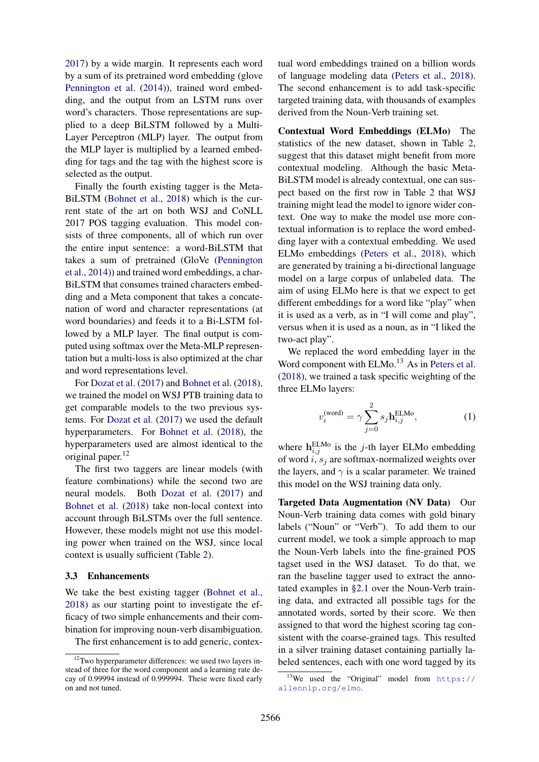2017) by a wide margin. It represents each word by a sum of its pretrained word embedding (glove Pennington et al. (2014)), trained word embedding, and the output from an LSTM runs over word's characters. Those representations are supplied to a deep BiLSTM followed by a Multi-Layer Perceptron (MLP) layer. The output from the MLP layer is multiplied by a learned embedding for tags and the tag with the highest score is selected as the output.

Finally the fourth existing tagger is the Meta-BiLSTM (Bohnet et al., 2018) which is the current state of the art on both WSJ and CoNLL 2017 POS tagging evaluation. This model consists of three components, all of which run over the entire input sentence: a word-BiLSTM that takes a sum of pretrained (GloVe (Pennington et al., 2014)) and trained word embeddings, a char-BiLSTM that consumes trained characters embedding and a Meta component that takes a concatenation of word and character representations (at word boundaries) and feeds it to a Bi-LSTM followed by a MLP layer. The final output is computed using softmax over the Meta-MLP representation but a multi-loss is also optimized at the char and word representations level.

For Dozat et al. (2017) and Bohnet et al. (2018), we trained the model on WSJ PTB training data to get comparable models to the two previous systems. For Dozat et al. (2017) we used the default hyperparameters. For Bohnet et al. (2018), the hyperparameters used are almost identical to the original paper.[12]

The first two taggers are linear models (with feature combinations) while the second two are neural models. Both Dozat et al. (2017) and Bohnet et al. (2018) take non-local context into account through BiLSTMs over the full sentence. However, these models might not use this modeling power when trained on the WSJ, since local context is usually sufficient (Table 2).

### 3.3 Enhancements

We take the best existing tagger (Bohnet et al., 2018) as our starting point to investigate the efficacy of two simple enhancements and their combination for improving noun-verb disambiguation.

The first enhancement is to add generic, contextual word embeddings trained on a billion words of language modeling data (Peters et al., 2018). The second enhancement is to add task-specific targeted training data, with thousands of examples derived from the Noun-Verb training set.

**Contextual Word Embeddings (ELMo)** The statistics of the new dataset, shown in Table 2, suggest that this dataset might benefit from more contextual modeling. Although the basic Meta-BiLSTM model is already contextual, one can suspect based on the first row in Table 2 that WSJ training might lead the model to ignore wider context. One way to make the model use more contextual information is to replace the word embedding layer with a contextual embedding. We used ELMo embeddings (Peters et al., 2018), which are generated by training a bi-directional language model on a large corpus of unlabeled data. The aim of using ELMo here is that we expect to get different embeddings for a word like "play" when it is used as a verb, as in "I will come and play", versus when it is used as a noun, as in "I liked the two-act play".

We replaced the word embedding layer in the Word component with ELMo.[13] As in Peters et al. (2018), we trained a task specific weighting of the three ELMo layers:

$$v_i^{(\text{word})} = \gamma \sum_{j=0}^{2} s_j \mathbf{h}_{i,j}^{\text{ELMo}}, \tag{1}$$

where $\mathbf{h}_{i,j}^{\text{ELMo}}$ is the $j$-th layer ELMo embedding of word $i$, $s_j$ are softmax-normalized weights over the layers, and $\gamma$ is a scalar parameter. We trained this model on the WSJ training data only.

**Targeted Data Augmentation (NV Data)** Our Noun-Verb training data comes with gold binary labels ("Noun" or "Verb"). To add them to our current model, we took a simple approach to map the Noun-Verb labels into the fine-grained POS tagset used in the WSJ dataset. To do that, we ran the baseline tagger used to extract the annotated examples in §2.1 over the Noun-Verb training data, and extracted all possible tags for the annotated words, sorted by their score. We then assigned to that word the highest scoring tag consistent with the coarse-grained tags. This resulted in a silver training dataset containing partially labeled sentences, each with one word tagged by its

[12] Two hyperparameter differences: we used two layers instead of three for the word component and a learning rate decay of 0.99994 instead of 0.999994. These were fixed early on and not tuned.

[13] We used the "Original" model from https://allennlp.org/elmo.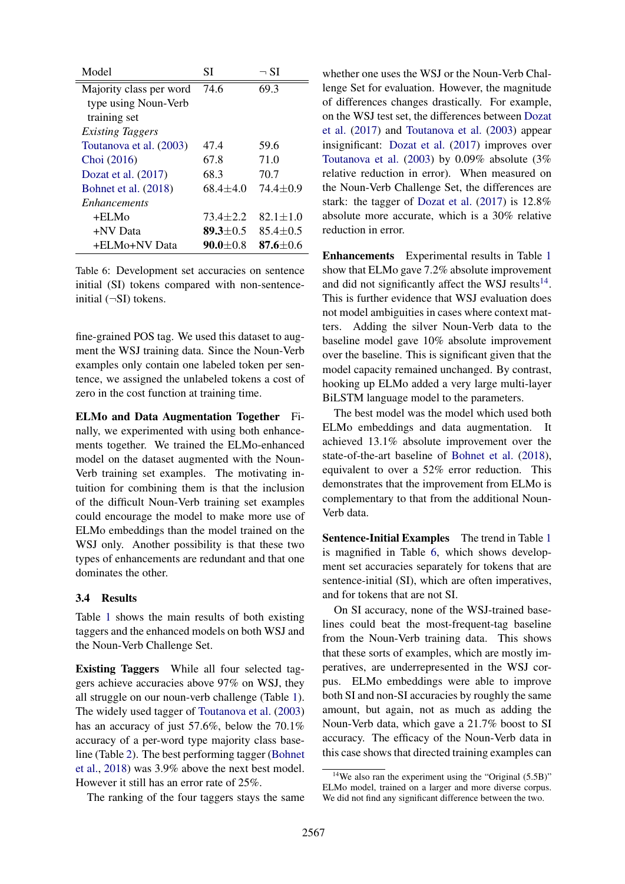| Model | SI | ¬ SI |
|---|---|---|
| Majority class per word type using Noun-Verb training set | 74.6 | 69.3 |
| *Existing Taggers* | | |
| Toutanova et al. (2003) | 47.4 | 59.6 |
| Choi (2016) | 67.8 | 71.0 |
| Dozat et al. (2017) | 68.3 | 70.7 |
| Bohnet et al. (2018) | 68.4±4.0 | 74.4±0.9 |
| *Enhancements* | | |
| +ELMo | 73.4±2.2 | 82.1±1.0 |
| +NV Data | **89.3**±0.5 | 85.4±0.5 |
| +ELMo+NV Data | **90.0**±0.8 | **87.6**±0.6 |

Table 6: Development set accuracies on sentence initial (SI) tokens compared with non-sentence-initial (¬SI) tokens.

fine-grained POS tag. We used this dataset to augment the WSJ training data. Since the Noun-Verb examples only contain one labeled token per sentence, we assigned the unlabeled tokens a cost of zero in the cost function at training time.

**ELMo and Data Augmentation Together** Finally, we experimented with using both enhancements together. We trained the ELMo-enhanced model on the dataset augmented with the Noun-Verb training set examples. The motivating intuition for combining them is that the inclusion of the difficult Noun-Verb training set examples could encourage the model to make more use of ELMo embeddings than the model trained on the WSJ only. Another possibility is that these two types of enhancements are redundant and that one dominates the other.

### 3.4 Results

Table 1 shows the main results of both existing taggers and the enhanced models on both WSJ and the Noun-Verb Challenge Set.

**Existing Taggers** While all four selected taggers achieve accuracies above 97% on WSJ, they all struggle on our noun-verb challenge (Table 1). The widely used tagger of Toutanova et al. (2003) has an accuracy of just 57.6%, below the 70.1% accuracy of a per-word type majority class baseline (Table 2). The best performing tagger (Bohnet et al., 2018) was 3.9% above the next best model. However it still has an error rate of 25%.

The ranking of the four taggers stays the same whether one uses the WSJ or the Noun-Verb Challenge Set for evaluation. However, the magnitude of differences changes drastically. For example, on the WSJ test set, the differences between Dozat et al. (2017) and Toutanova et al. (2003) appear insignificant: Dozat et al. (2017) improves over Toutanova et al. (2003) by 0.09% absolute (3% relative reduction in error). When measured on the Noun-Verb Challenge Set, the differences are stark: the tagger of Dozat et al. (2017) is 12.8% absolute more accurate, which is a 30% relative reduction in error.

**Enhancements** Experimental results in Table 1 show that ELMo gave 7.2% absolute improvement and did not significantly affect the WSJ results[14]. This is further evidence that WSJ evaluation does not model ambiguities in cases where context matters. Adding the silver Noun-Verb data to the baseline model gave 10% absolute improvement over the baseline. This is significant given that the model capacity remained unchanged. By contrast, hooking up ELMo added a very large multi-layer BiLSTM language model to the parameters.

The best model was the model which used both ELMo embeddings and data augmentation. It achieved 13.1% absolute improvement over the state-of-the-art baseline of Bohnet et al. (2018), equivalent to over a 52% error reduction. This demonstrates that the improvement from ELMo is complementary to that from the additional Noun-Verb data.

**Sentence-Initial Examples** The trend in Table 1 is magnified in Table 6, which shows development set accuracies separately for tokens that are sentence-initial (SI), which are often imperatives, and for tokens that are not SI.

On SI accuracy, none of the WSJ-trained baselines could beat the most-frequent-tag baseline from the Noun-Verb training data. This shows that these sorts of examples, which are mostly imperatives, are underrepresented in the WSJ corpus. ELMo embeddings were able to improve both SI and non-SI accuracies by roughly the same amount, but again, not as much as adding the Noun-Verb data, which gave a 21.7% boost to SI accuracy. The efficacy of the Noun-Verb data in this case shows that directed training examples can

[14] We also ran the experiment using the "Original (5.5B)" ELMo model, trained on a larger and more diverse corpus. We did not find any significant difference between the two.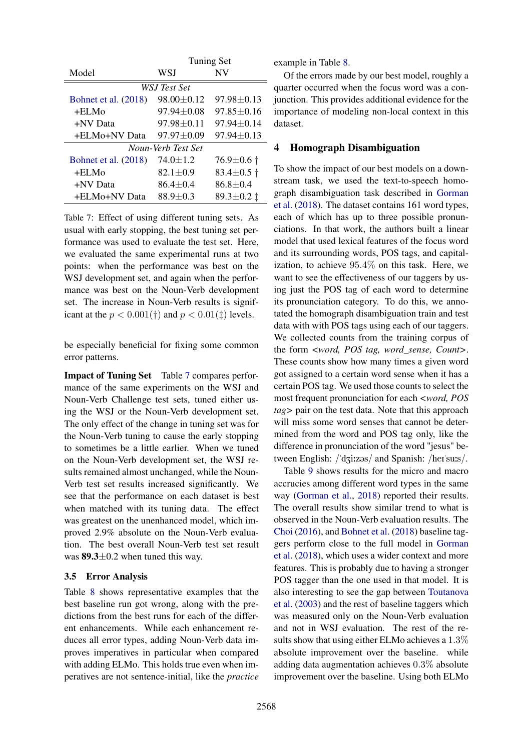| Model | Tuning Set | |
|---|---|---|
| | WSJ | NV |
| *WSJ Test Set* | | |
| Bohnet et al. (2018) | 98.00±0.12 | 97.98±0.13 |
| +ELMo | 97.94±0.08 | 97.85±0.16 |
| +NV Data | 97.98±0.11 | 97.94±0.14 |
| +ELMo+NV Data | 97.97±0.09 | 97.94±0.13 |
| *Noun-Verb Test Set* | | |
| Bohnet et al. (2018) | 74.0±1.2 | 76.9±0.6 † |
| +ELMo | 82.1±0.9 | 83.4±0.5 † |
| +NV Data | 86.4±0.4 | 86.8±0.4 |
| +ELMo+NV Data | 88.9±0.3 | 89.3±0.2 ‡ |

Table 7: Effect of using different tuning sets. As usual with early stopping, the best tuning set performance was used to evaluate the test set. Here, we evaluated the same experimental runs at two points: when the performance was best on the WSJ development set, and again when the performance was best on the Noun-Verb development set. The increase in Noun-Verb results is significant at the $p < 0.001$(†) and $p < 0.01$(‡) levels.

be especially beneficial for fixing some common error patterns.

**Impact of Tuning Set** Table 7 compares performance of the same experiments on the WSJ and Noun-Verb Challenge test sets, tuned either using the WSJ or the Noun-Verb development set. The only effect of the change in tuning set was for the Noun-Verb tuning to cause the early stopping to sometimes be a little earlier. When we tuned on the Noun-Verb development set, the WSJ results remained almost unchanged, while the Noun-Verb test set results increased significantly. We see that the performance on each dataset is best when matched with its tuning data. The effect was greatest on the unenhanced model, which improved 2.9% absolute on the Noun-Verb evaluation. The best overall Noun-Verb test set result was **89.3**±0.2 when tuned this way.

## 3.5 Error Analysis

Table 8 shows representative examples that the best baseline run got wrong, along with the predictions from the best runs for each of the different enhancements. While each enhancement reduces all error types, adding Noun-Verb data improves imperatives in particular when compared with adding ELMo. This holds true even when imperatives are not sentence-initial, like the *practice* example in Table 8.

Of the errors made by our best model, roughly a quarter occurred when the focus word was a conjunction. This provides additional evidence for the importance of modeling non-local context in this dataset.

# 4 Homograph Disambiguation

To show the impact of our best models on a downstream task, we used the text-to-speech homograph disambiguation task described in Gorman et al. (2018). The dataset contains 161 word types, each of which has up to three possible pronunciations. In that work, the authors built a linear model that used lexical features of the focus word and its surrounding words, POS tags, and capitalization, to achieve 95.4% on this task. Here, we want to see the effectiveness of our taggers by using just the POS tag of each word to determine its pronunciation category. To do this, we annotated the homograph disambiguation train and test data with POS tags using each of our taggers. We collected counts from the training corpus of the form <*word, POS tag, word_sense, Count*>. These counts show how many times a given word got assigned to a certain word sense when it has a certain POS tag. We used those counts to select the most frequent pronunciation for each <*word, POS tag*> pair on the test data. Note that this approach will miss some word senses that cannot be determined from the word and POS tag only, like the difference in pronunciation of the word "jesus" between English: /ˈdʒiːzəs/ and Spanish: /heɪˈsuːs/.

Table 9 shows results for the micro and macro accrucies among different word types in the same way (Gorman et al., 2018) reported their results. The overall results show similar trend to what is observed in the Noun-Verb evaluation results. The Choi (2016), and Bohnet et al. (2018) baseline taggers perform close to the full model in Gorman et al. (2018), which uses a wider context and more features. This is probably due to having a stronger POS tagger than the one used in that model. It is also interesting to see the gap between Toutanova et al. (2003) and the rest of baseline taggers which was measured only on the Noun-Verb evaluation and not in WSJ evaluation. The rest of the results show that using either ELMo achieves a 1.3% absolute improvement over the baseline. while adding data augmentation achieves 0.3% absolute improvement over the baseline. Using both ELMo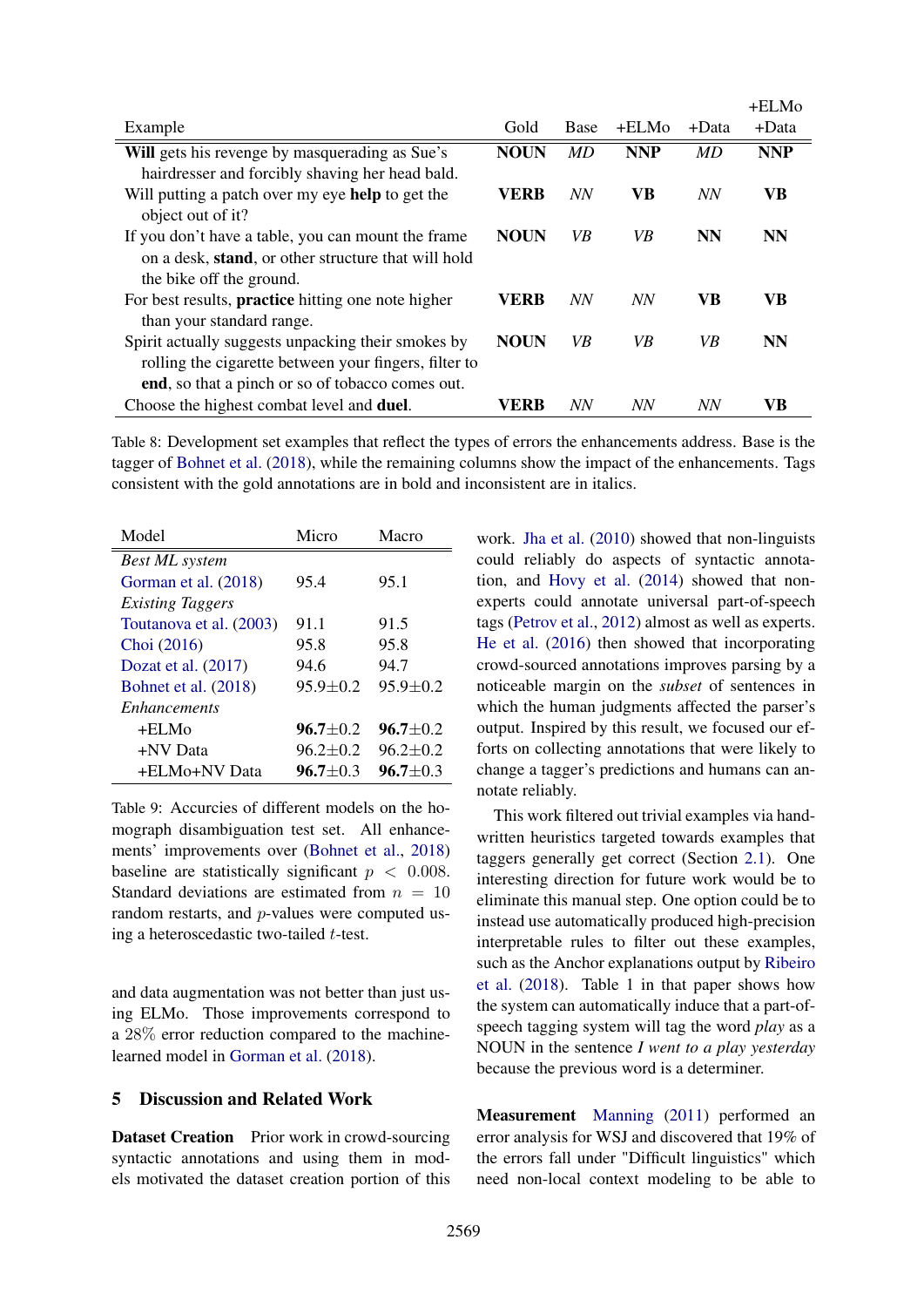| Example | Gold | Base | +ELMo | +Data | +ELMo +Data |
|---|---|---|---|---|---|
| **Will** gets his revenge by masquerading as Sue's hairdresser and forcibly shaving her head bald. | **NOUN** | *MD* | **NNP** | *MD* | **NNP** |
| Will putting a patch over my eye **help** to get the object out of it? | **VERB** | *NN* | **VB** | *NN* | **VB** |
| If you don't have a table, you can mount the frame on a desk, **stand**, or other structure that will hold the bike off the ground. | **NOUN** | *VB* | *VB* | **NN** | **NN** |
| For best results, **practice** hitting one note higher than your standard range. | **VERB** | *NN* | *NN* | **VB** | **VB** |
| Spirit actually suggests unpacking their smokes by rolling the cigarette between your fingers, filter to **end**, so that a pinch or so of tobacco comes out. | **NOUN** | *VB* | *VB* | *VB* | **NN** |
| Choose the highest combat level and **duel**. | **VERB** | *NN* | *NN* | *NN* | **VB** |

Table 8: Development set examples that reflect the types of errors the enhancements address. Base is the tagger of Bohnet et al. (2018), while the remaining columns show the impact of the enhancements. Tags consistent with the gold annotations are in bold and inconsistent are in italics.

| Model | Micro | Macro |
|---|---|---|
| *Best ML system* | | |
| Gorman et al. (2018) | 95.4 | 95.1 |
| *Existing Taggers* | | |
| Toutanova et al. (2003) | 91.1 | 91.5 |
| Choi (2016) | 95.8 | 95.8 |
| Dozat et al. (2017) | 94.6 | 94.7 |
| Bohnet et al. (2018) | 95.9±0.2 | 95.9±0.2 |
| *Enhancements* | | |
| +ELMo | **96.7**±0.2 | **96.7**±0.2 |
| +NV Data | 96.2±0.2 | 96.2±0.2 |
| +ELMo+NV Data | **96.7**±0.3 | **96.7**±0.3 |

Table 9: Accurcies of different models on the homograph disambiguation test set. All enhancements' improvements over (Bohnet et al., 2018) baseline are statistically significant $p < 0.008$. Standard deviations are estimated from $n = 10$ random restarts, and $p$-values were computed using a heteroscedastic two-tailed $t$-test.

and data augmentation was not better than just using ELMo. Those improvements correspond to a 28% error reduction compared to the machine-learned model in Gorman et al. (2018).

## 5 Discussion and Related Work

**Dataset Creation** Prior work in crowd-sourcing syntactic annotations and using them in models motivated the dataset creation portion of this work. Jha et al. (2010) showed that non-linguists could reliably do aspects of syntactic annotation, and Hovy et al. (2014) showed that non-experts could annotate universal part-of-speech tags (Petrov et al., 2012) almost as well as experts. He et al. (2016) then showed that incorporating crowd-sourced annotations improves parsing by a noticeable margin on the *subset* of sentences in which the human judgments affected the parser's output. Inspired by this result, we focused our efforts on collecting annotations that were likely to change a tagger's predictions and humans can annotate reliably.

This work filtered out trivial examples via handwritten heuristics targeted towards examples that taggers generally get correct (Section 2.1). One interesting direction for future work would be to eliminate this manual step. One option could be to instead use automatically produced high-precision interpretable rules to filter out these examples, such as the Anchor explanations output by Ribeiro et al. (2018). Table 1 in that paper shows how the system can automatically induce that a part-of-speech tagging system will tag the word *play* as a NOUN in the sentence *I went to a play yesterday* because the previous word is a determiner.

**Measurement** Manning (2011) performed an error analysis for WSJ and discovered that 19% of the errors fall under "Difficult linguistics" which need non-local context modeling to be able to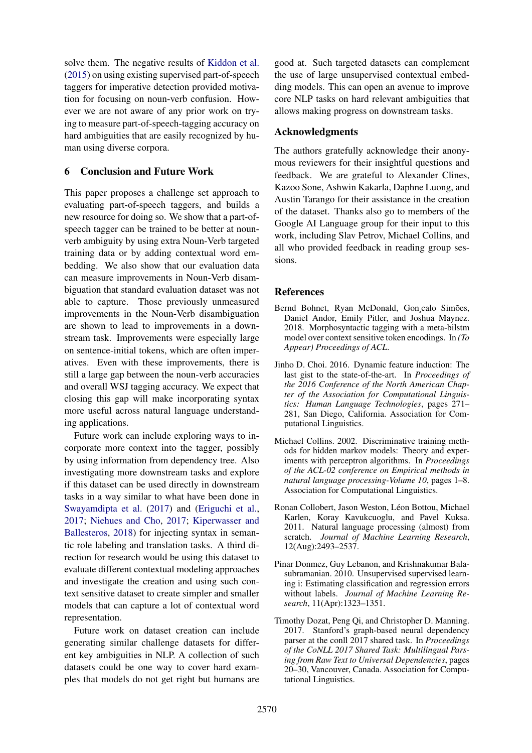solve them. The negative results of Kiddon et al. (2015) on using existing supervised part-of-speech taggers for imperative detection provided motivation for focusing on noun-verb confusion. However we are not aware of any prior work on trying to measure part-of-speech-tagging accuracy on hard ambiguities that are easily recognized by human using diverse corpora.

## 6 Conclusion and Future Work

This paper proposes a challenge set approach to evaluating part-of-speech taggers, and builds a new resource for doing so. We show that a part-of-speech tagger can be trained to be better at noun-verb ambiguity by using extra Noun-Verb targeted training data or by adding contextual word embedding. We also show that our evaluation data can measure improvements in Noun-Verb disambiguation that standard evaluation dataset was not able to capture. Those previously unmeasured improvements in the Noun-Verb disambiguation are shown to lead to improvements in a downstream task. Improvements were especially large on sentence-initial tokens, which are often imperatives. Even with these improvements, there is still a large gap between the noun-verb accuracies and overall WSJ tagging accuracy. We expect that closing this gap will make incorporating syntax more useful across natural language understanding applications.

Future work can include exploring ways to incorporate more context into the tagger, possibly by using information from dependency tree. Also investigating more downstream tasks and explore if this dataset can be used directly in downstream tasks in a way similar to what have been done in Swayamdipta et al. (2017) and (Eriguchi et al., 2017; Niehues and Cho, 2017; Kiperwasser and Ballesteros, 2018) for injecting syntax in semantic role labeling and translation tasks. A third direction for research would be using this dataset to evaluate different contextual modeling approaches and investigate the creation and using such context sensitive dataset to create simpler and smaller models that can capture a lot of contextual word representation.

Future work on dataset creation can include generating similar challenge datasets for different key ambiguities in NLP. A collection of such datasets could be one way to cover hard examples that models do not get right but humans are good at. Such targeted datasets can complement the use of large unsupervised contextual embedding models. This can open an avenue to improve core NLP tasks on hard relevant ambiguities that allows making progress on downstream tasks.

## Acknowledgments

The authors gratefully acknowledge their anonymous reviewers for their insightful questions and feedback. We are grateful to Alexander Clines, Kazoo Sone, Ashwin Kakarla, Daphne Luong, and Austin Tarango for their assistance in the creation of the dataset. Thanks also go to members of the Google AI Language group for their input to this work, including Slav Petrov, Michael Collins, and all who provided feedback in reading group sessions.

## References

Bernd Bohnet, Ryan McDonald, Gonçalo Simões, Daniel Andor, Emily Pitler, and Joshua Maynez. 2018. Morphosyntactic tagging with a meta-bilstm model over context sensitive token encodings. In *(To Appear) Proceedings of ACL*.

Jinho D. Choi. 2016. Dynamic feature induction: The last gist to the state-of-the-art. In *Proceedings of the 2016 Conference of the North American Chapter of the Association for Computational Linguistics: Human Language Technologies*, pages 271–281, San Diego, California. Association for Computational Linguistics.

Michael Collins. 2002. Discriminative training methods for hidden markov models: Theory and experiments with perceptron algorithms. In *Proceedings of the ACL-02 conference on Empirical methods in natural language processing-Volume 10*, pages 1–8. Association for Computational Linguistics.

Ronan Collobert, Jason Weston, Léon Bottou, Michael Karlen, Koray Kavukcuoglu, and Pavel Kuksa. 2011. Natural language processing (almost) from scratch. *Journal of Machine Learning Research*, 12(Aug):2493–2537.

Pinar Donmez, Guy Lebanon, and Krishnakumar Balasubramanian. 2010. Unsupervised supervised learning i: Estimating classification and regression errors without labels. *Journal of Machine Learning Research*, 11(Apr):1323–1351.

Timothy Dozat, Peng Qi, and Christopher D. Manning. 2017. Stanford's graph-based neural dependency parser at the conll 2017 shared task. In *Proceedings of the CoNLL 2017 Shared Task: Multilingual Parsing from Raw Text to Universal Dependencies*, pages 20–30, Vancouver, Canada. Association for Computational Linguistics.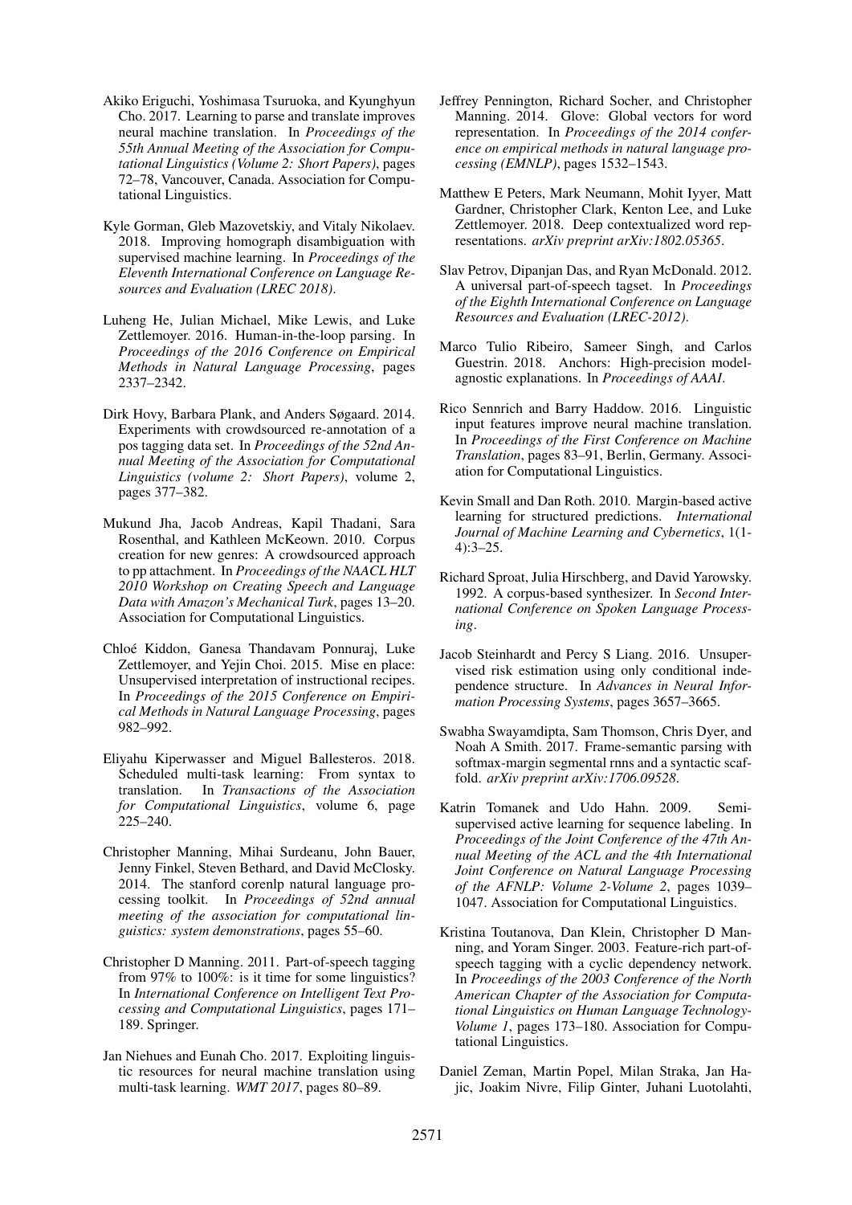Akiko Eriguchi, Yoshimasa Tsuruoka, and Kyunghyun Cho. 2017. Learning to parse and translate improves neural machine translation. In *Proceedings of the 55th Annual Meeting of the Association for Computational Linguistics (Volume 2: Short Papers)*, pages 72–78, Vancouver, Canada. Association for Computational Linguistics.

Kyle Gorman, Gleb Mazovetskiy, and Vitaly Nikolaev. 2018. Improving homograph disambiguation with supervised machine learning. In *Proceedings of the Eleventh International Conference on Language Resources and Evaluation (LREC 2018)*.

Luheng He, Julian Michael, Mike Lewis, and Luke Zettlemoyer. 2016. Human-in-the-loop parsing. In *Proceedings of the 2016 Conference on Empirical Methods in Natural Language Processing*, pages 2337–2342.

Dirk Hovy, Barbara Plank, and Anders Søgaard. 2014. Experiments with crowdsourced re-annotation of a pos tagging data set. In *Proceedings of the 52nd Annual Meeting of the Association for Computational Linguistics (volume 2: Short Papers)*, volume 2, pages 377–382.

Mukund Jha, Jacob Andreas, Kapil Thadani, Sara Rosenthal, and Kathleen McKeown. 2010. Corpus creation for new genres: A crowdsourced approach to pp attachment. In *Proceedings of the NAACL HLT 2010 Workshop on Creating Speech and Language Data with Amazon's Mechanical Turk*, pages 13–20. Association for Computational Linguistics.

Chloé Kiddon, Ganesa Thandavam Ponnuraj, Luke Zettlemoyer, and Yejin Choi. 2015. Mise en place: Unsupervised interpretation of instructional recipes. In *Proceedings of the 2015 Conference on Empirical Methods in Natural Language Processing*, pages 982–992.

Eliyahu Kiperwasser and Miguel Ballesteros. 2018. Scheduled multi-task learning: From syntax to translation. In *Transactions of the Association for Computational Linguistics*, volume 6, page 225–240.

Christopher Manning, Mihai Surdeanu, John Bauer, Jenny Finkel, Steven Bethard, and David McClosky. 2014. The stanford corenlp natural language processing toolkit. In *Proceedings of 52nd annual meeting of the association for computational linguistics: system demonstrations*, pages 55–60.

Christopher D Manning. 2011. Part-of-speech tagging from 97% to 100%: is it time for some linguistics? In *International Conference on Intelligent Text Processing and Computational Linguistics*, pages 171–189. Springer.

Jan Niehues and Eunah Cho. 2017. Exploiting linguistic resources for neural machine translation using multi-task learning. *WMT 2017*, pages 80–89.

Jeffrey Pennington, Richard Socher, and Christopher Manning. 2014. Glove: Global vectors for word representation. In *Proceedings of the 2014 conference on empirical methods in natural language processing (EMNLP)*, pages 1532–1543.

Matthew E Peters, Mark Neumann, Mohit Iyyer, Matt Gardner, Christopher Clark, Kenton Lee, and Luke Zettlemoyer. 2018. Deep contextualized word representations. *arXiv preprint arXiv:1802.05365*.

Slav Petrov, Dipanjan Das, and Ryan McDonald. 2012. A universal part-of-speech tagset. In *Proceedings of the Eighth International Conference on Language Resources and Evaluation (LREC-2012)*.

Marco Tulio Ribeiro, Sameer Singh, and Carlos Guestrin. 2018. Anchors: High-precision model-agnostic explanations. In *Proceedings of AAAI*.

Rico Sennrich and Barry Haddow. 2016. Linguistic input features improve neural machine translation. In *Proceedings of the First Conference on Machine Translation*, pages 83–91, Berlin, Germany. Association for Computational Linguistics.

Kevin Small and Dan Roth. 2010. Margin-based active learning for structured predictions. *International Journal of Machine Learning and Cybernetics*, 1(1-4):3–25.

Richard Sproat, Julia Hirschberg, and David Yarowsky. 1992. A corpus-based synthesizer. In *Second International Conference on Spoken Language Processing*.

Jacob Steinhardt and Percy S Liang. 2016. Unsupervised risk estimation using only conditional independence structure. In *Advances in Neural Information Processing Systems*, pages 3657–3665.

Swabha Swayamdipta, Sam Thomson, Chris Dyer, and Noah A Smith. 2017. Frame-semantic parsing with softmax-margin segmental rnns and a syntactic scaffold. *arXiv preprint arXiv:1706.09528*.

Katrin Tomanek and Udo Hahn. 2009. Semi-supervised active learning for sequence labeling. In *Proceedings of the Joint Conference of the 47th Annual Meeting of the ACL and the 4th International Joint Conference on Natural Language Processing of the AFNLP: Volume 2-Volume 2*, pages 1039–1047. Association for Computational Linguistics.

Kristina Toutanova, Dan Klein, Christopher D Manning, and Yoram Singer. 2003. Feature-rich part-of-speech tagging with a cyclic dependency network. In *Proceedings of the 2003 Conference of the North American Chapter of the Association for Computational Linguistics on Human Language Technology-Volume 1*, pages 173–180. Association for Computational Linguistics.

Daniel Zeman, Martin Popel, Milan Straka, Jan Hajic, Joakim Nivre, Filip Ginter, Juhani Luotolahti,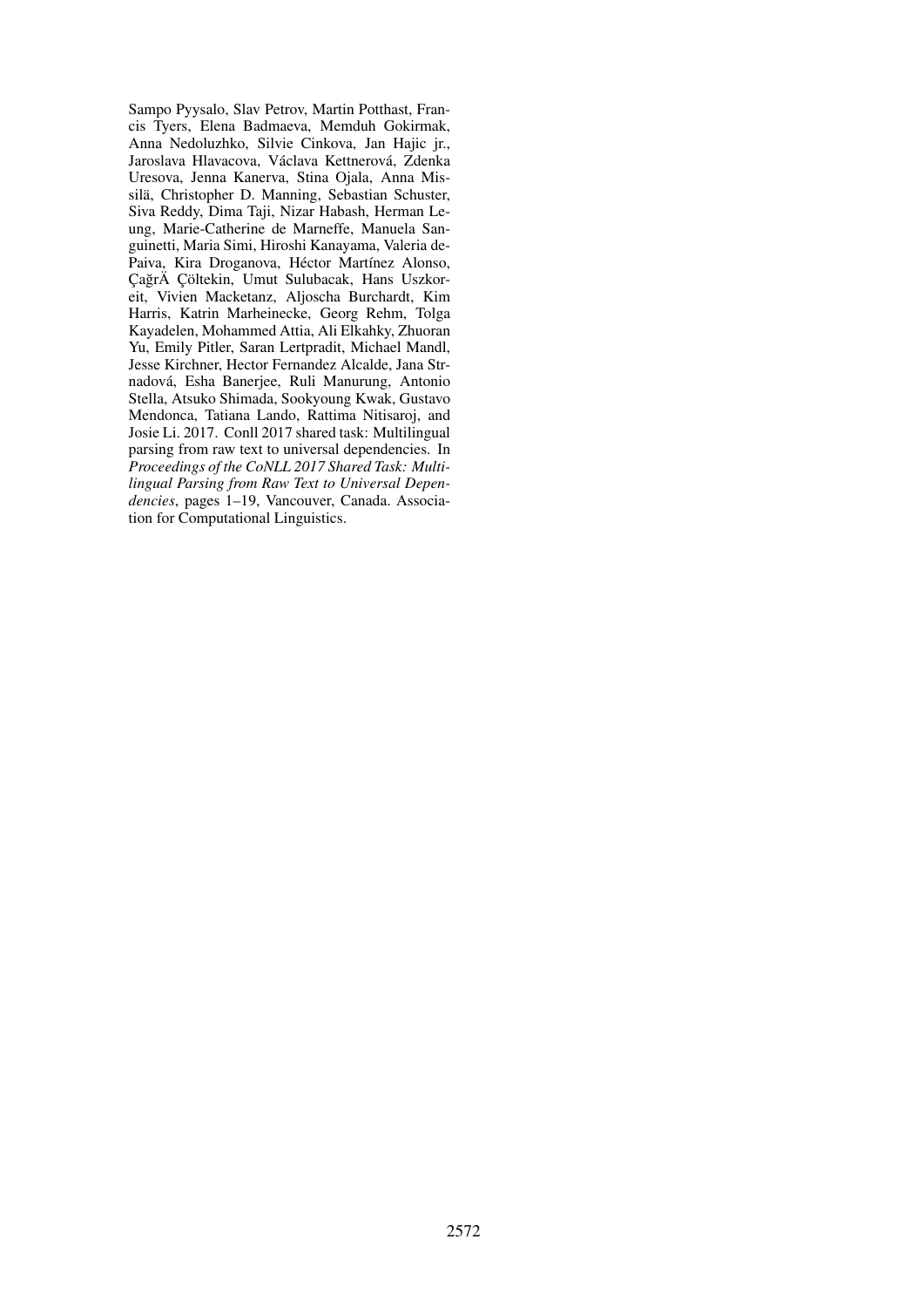Sampo Pyysalo, Slav Petrov, Martin Potthast, Francis Tyers, Elena Badmaeva, Memduh Gokirmak, Anna Nedoluzhko, Silvie Cinkova, Jan Hajic jr., Jaroslava Hlavacova, Václava Kettnerová, Zdenka Uresova, Jenna Kanerva, Stina Ojala, Anna Missilä, Christopher D. Manning, Sebastian Schuster, Siva Reddy, Dima Taji, Nizar Habash, Herman Leung, Marie-Catherine de Marneffe, Manuela Sanguinetti, Maria Simi, Hiroshi Kanayama, Valeria dePaiva, Kira Droganova, Héctor Martínez Alonso, ÇağrÄ Çöltekin, Umut Sulubacak, Hans Uszkoreit, Vivien Macketanz, Aljoscha Burchardt, Kim Harris, Katrin Marheinecke, Georg Rehm, Tolga Kayadelen, Mohammed Attia, Ali Elkahky, Zhuoran Yu, Emily Pitler, Saran Lertpradit, Michael Mandl, Jesse Kirchner, Hector Fernandez Alcalde, Jana Strnadová, Esha Banerjee, Ruli Manurung, Antonio Stella, Atsuko Shimada, Sookyoung Kwak, Gustavo Mendonca, Tatiana Lando, Rattima Nitisaroj, and Josie Li. 2017. Conll 2017 shared task: Multilingual parsing from raw text to universal dependencies. In *Proceedings of the CoNLL 2017 Shared Task: Multilingual Parsing from Raw Text to Universal Dependencies*, pages 1–19, Vancouver, Canada. Association for Computational Linguistics.